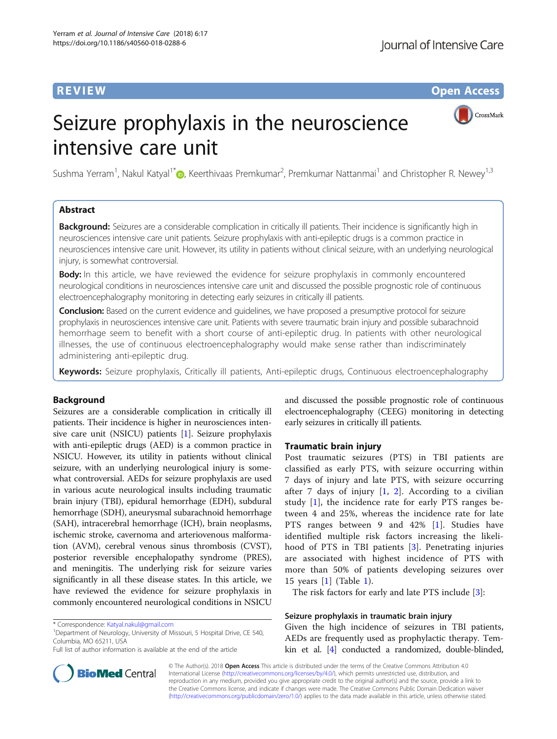REVIEW

Open Access

# Seizure prophylaxis in the neuroscience intensive care unit

Sushma Yerram[1], Nakul Katyal[1*], Keerthivaas Premkumar[2], Premkumar Nattanmai[1] and Christopher R. Newey[1,3]

## Abstract

**Background:** Seizures are a considerable complication in critically ill patients. Their incidence is significantly high in neurosciences intensive care unit patients. Seizure prophylaxis with anti-epileptic drugs is a common practice in neurosciences intensive care unit. However, its utility in patients without clinical seizure, with an underlying neurological injury, is somewhat controversial.

**Body:** In this article, we have reviewed the evidence for seizure prophylaxis in commonly encountered neurological conditions in neurosciences intensive care unit and discussed the possible prognostic role of continuous electroencephalography monitoring in detecting early seizures in critically ill patients.

**Conclusion:** Based on the current evidence and guidelines, we have proposed a presumptive protocol for seizure prophylaxis in neurosciences intensive care unit. Patients with severe traumatic brain injury and possible subarachnoid hemorrhage seem to benefit with a short course of anti-epileptic drug. In patients with other neurological illnesses, the use of continuous electroencephalography would make sense rather than indiscriminately administering anti-epileptic drug.

**Keywords:** Seizure prophylaxis, Critically ill patients, Anti-epileptic drugs, Continuous electroencephalography

## Background

Seizures are a considerable complication in critically ill patients. Their incidence is higher in neurosciences intensive care unit (NSICU) patients [1]. Seizure prophylaxis with anti-epileptic drugs (AED) is a common practice in NSICU. However, its utility in patients without clinical seizure, with an underlying neurological injury is somewhat controversial. AEDs for seizure prophylaxis are used in various acute neurological insults including traumatic brain injury (TBI), epidural hemorrhage (EDH), subdural hemorrhage (SDH), aneurysmal subarachnoid hemorrhage (SAH), intracerebral hemorrhage (ICH), brain neoplasms, ischemic stroke, cavernoma and arteriovenous malformation (AVM), cerebral venous sinus thrombosis (CVST), posterior reversible encephalopathy syndrome (PRES), and meningitis. The underlying risk for seizure varies significantly in all these disease states. In this article, we have reviewed the evidence for seizure prophylaxis in commonly encountered neurological conditions in NSICU and discussed the possible prognostic role of continuous electroencephalography (CEEG) monitoring in detecting early seizures in critically ill patients.

## Traumatic brain injury

Post traumatic seizures (PTS) in TBI patients are classified as early PTS, with seizure occurring within 7 days of injury and late PTS, with seizure occurring after 7 days of injury [1, 2]. According to a civilian study [1], the incidence rate for early PTS ranges between 4 and 25%, whereas the incidence rate for late PTS ranges between 9 and 42% [1]. Studies have identified multiple risk factors increasing the likelihood of PTS in TBI patients [3]. Penetrating injuries are associated with highest incidence of PTS with more than 50% of patients developing seizures over 15 years [1] (Table 1).

The risk factors for early and late PTS include [3]:

### Seizure prophylaxis in traumatic brain injury

Given the high incidence of seizures in TBI patients, AEDs are frequently used as prophylactic therapy. Temkin et al. [4] conducted a randomized, double-blinded,

---

* Correspondence: Katyal.nakul@gmail.com
[1]Department of Neurology, University of Missouri, 5 Hospital Drive, CE 540, Columbia, MO 65211, USA
Full list of author information is available at the end of the article

© The Author(s). 2018 **Open Access** This article is distributed under the terms of the Creative Commons Attribution 4.0 International License (http://creativecommons.org/licenses/by/4.0/), which permits unrestricted use, distribution, and reproduction in any medium, provided you give appropriate credit to the original author(s) and the source, provide a link to the Creative Commons license, and indicate if changes were made. The Creative Commons Public Domain Dedication waiver (http://creativecommons.org/publicdomain/zero/1.0/) applies to the data made available in this article, unless otherwise stated.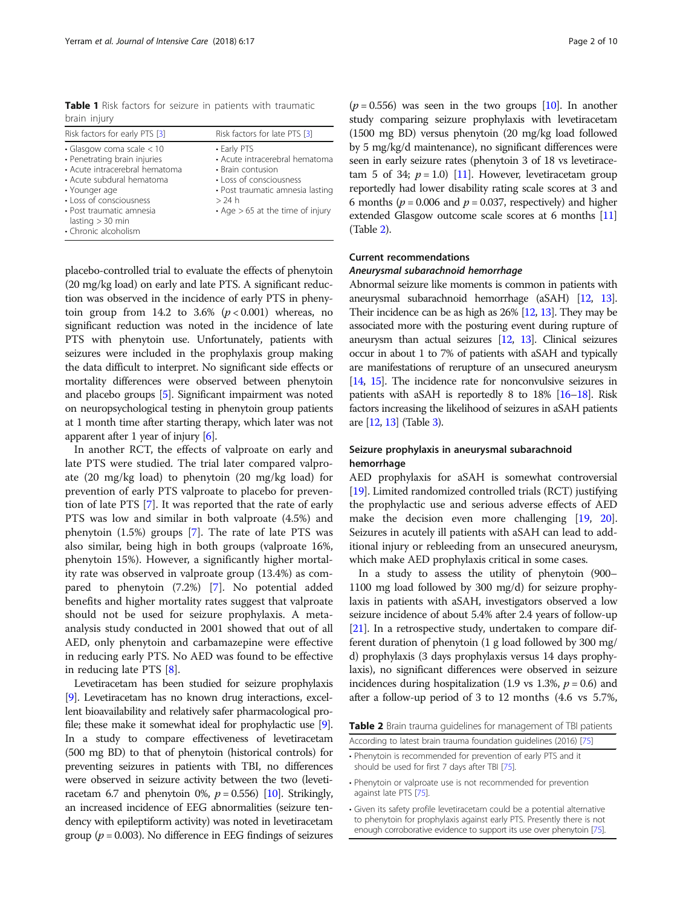**Table 1** Risk factors for seizure in patients with traumatic brain injury

| Risk factors for early PTS [3] | Risk factors for late PTS [3] |
|---|---|
| • Glasgow coma scale < 10<br>• Penetrating brain injuries<br>• Acute intracerebral hematoma<br>• Acute subdural hematoma<br>• Younger age<br>• Loss of consciousness<br>• Post traumatic amnesia lasting > 30 min<br>• Chronic alcoholism | • Early PTS<br>• Acute intracerebral hematoma<br>• Brain contusion<br>• Loss of consciousness<br>• Post traumatic amnesia lasting > 24 h<br>• Age > 65 at the time of injury |

placebo-controlled trial to evaluate the effects of phenytoin (20 mg/kg load) on early and late PTS. A significant reduction was observed in the incidence of early PTS in phenytoin group from 14.2 to 3.6% ($p < 0.001$) whereas, no significant reduction was noted in the incidence of late PTS with phenytoin use. Unfortunately, patients with seizures were included in the prophylaxis group making the data difficult to interpret. No significant side effects or mortality differences were observed between phenytoin and placebo groups [5]. Significant impairment was noted on neuropsychological testing in phenytoin group patients at 1 month time after starting therapy, which later was not apparent after 1 year of injury [6].

In another RCT, the effects of valproate on early and late PTS were studied. The trial later compared valproate (20 mg/kg load) to phenytoin (20 mg/kg load) for prevention of early PTS valproate to placebo for prevention of late PTS [7]. It was reported that the rate of early PTS was low and similar in both valproate (4.5%) and phenytoin (1.5%) groups [7]. The rate of late PTS was also similar, being high in both groups (valproate 16%, phenytoin 15%). However, a significantly higher mortality rate was observed in valproate group (13.4%) as compared to phenytoin (7.2%) [7]. No potential added benefits and higher mortality rates suggest that valproate should not be used for seizure prophylaxis. A meta-analysis study conducted in 2001 showed that out of all AED, only phenytoin and carbamazepine were effective in reducing early PTS. No AED was found to be effective in reducing late PTS [8].

Levetiracetam has been studied for seizure prophylaxis [9]. Levetiracetam has no known drug interactions, excellent bioavailability and relatively safer pharmacological profile; these make it somewhat ideal for prophylactic use [9]. In a study to compare effectiveness of levetiracetam (500 mg BD) to that of phenytoin (historical controls) for preventing seizures in patients with TBI, no differences were observed in seizure activity between the two (levetiracetam 6.7 and phenytoin 0%, $p = 0.556$) [10]. Strikingly, an increased incidence of EEG abnormalities (seizure tendency with epileptiform activity) was noted in levetiracetam group ($p = 0.003$). No difference in EEG findings of seizures ($p = 0.556$) was seen in the two groups [10]. In another study comparing seizure prophylaxis with levetiracetam (1500 mg BD) versus phenytoin (20 mg/kg load followed by 5 mg/kg/d maintenance), no significant differences were seen in early seizure rates (phenytoin 3 of 18 vs levetiracetam 5 of 34; $p = 1.0$) [11]. However, levetiracetam group reportedly had lower disability rating scale scores at 3 and 6 months ($p = 0.006$ and $p = 0.037$, respectively) and higher extended Glasgow outcome scale scores at 6 months [11] (Table 2).

## Current recommendations

### *Aneurysmal subarachnoid hemorrhage*

Abnormal seizure like moments is common in patients with aneurysmal subarachnoid hemorrhage (aSAH) [12, 13]. Their incidence can be as high as 26% [12, 13]. They may be associated more with the posturing event during rupture of aneurysm than actual seizures [12, 13]. Clinical seizures occur in about 1 to 7% of patients with aSAH and typically are manifestations of rerupture of an unsecured aneurysm [14, 15]. The incidence rate for nonconvulsive seizures in patients with aSAH is reportedly 8 to 18% [16–18]. Risk factors increasing the likelihood of seizures in aSAH patients are [12, 13] (Table 3).

## Seizure prophylaxis in aneurysmal subarachnoid hemorrhage

AED prophylaxis for aSAH is somewhat controversial [19]. Limited randomized controlled trials (RCT) justifying the prophylactic use and serious adverse effects of AED make the decision even more challenging [19, 20]. Seizures in acutely ill patients with aSAH can lead to additional injury or rebleeding from an unsecured aneurysm, which make AED prophylaxis critical in some cases.

In a study to assess the utility of phenytoin (900–1100 mg load followed by 300 mg/d) for seizure prophylaxis in patients with aSAH, investigators observed a low seizure incidence of about 5.4% after 2.4 years of follow-up [21]. In a retrospective study, undertaken to compare different duration of phenytoin (1 g load followed by 300 mg/d) prophylaxis (3 days prophylaxis versus 14 days prophylaxis), no significant differences were observed in seizure incidences during hospitalization (1.9 vs 1.3%, $p = 0.6$) and after a follow-up period of 3 to 12 months (4.6 vs 5.7%,

**Table 2** Brain trauma guidelines for management of TBI patients

| According to latest brain trauma foundation guidelines (2016) [75] |
|---|
| • Phenytoin is recommended for prevention of early PTS and it should be used for first 7 days after TBI [75]. |
| • Phenytoin or valproate use is not recommended for prevention against late PTS [75]. |
| • Given its safety profile levetiracetam could be a potential alternative to phenytoin for prophylaxis against early PTS. Presently there is not enough corroborative evidence to support its use over phenytoin [75]. |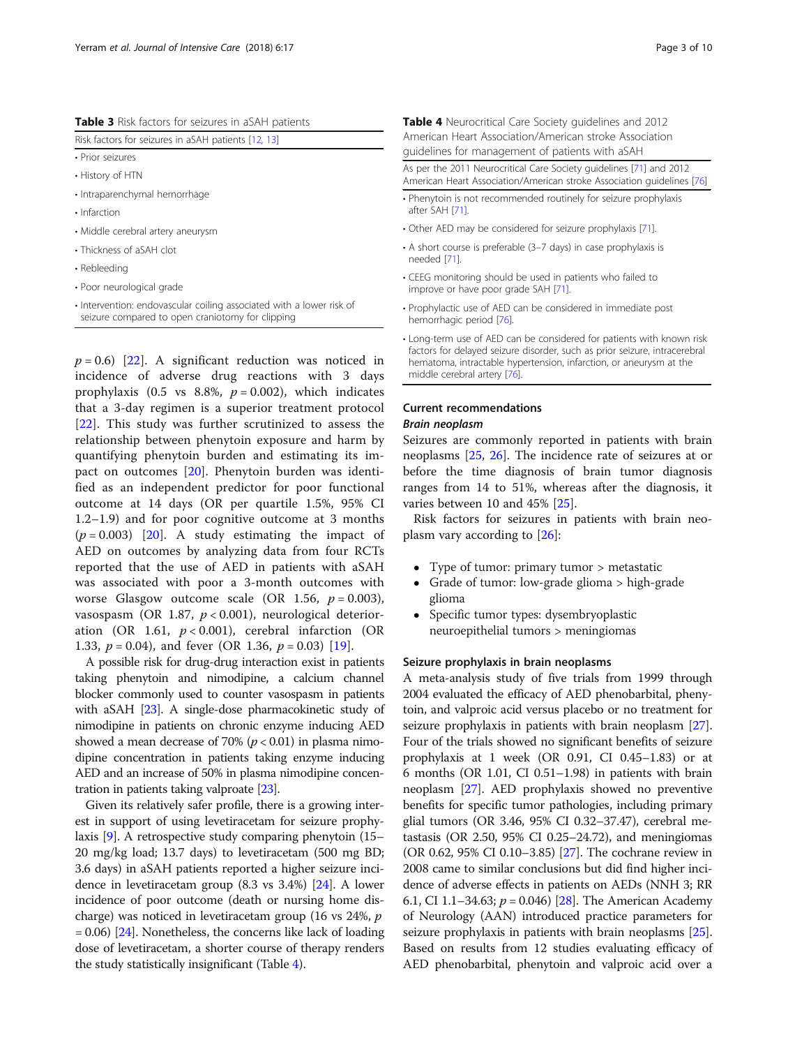**Table 3** Risk factors for seizures in aSAH patients

| Risk factors for seizures in aSAH patients [12, 13] |
| --- |
| • Prior seizures |
| • History of HTN |
| • Intraparenchymal hemorrhage |
| • Infarction |
| • Middle cerebral artery aneurysm |
| • Thickness of aSAH clot |
| • Rebleeding |
| • Poor neurological grade |
| • Intervention: endovascular coiling associated with a lower risk of seizure compared to open craniotomy for clipping |

$p = 0.6$) [22]. A significant reduction was noticed in incidence of adverse drug reactions with 3 days prophylaxis (0.5 vs 8.8%, $p = 0.002$), which indicates that a 3-day regimen is a superior treatment protocol [22]. This study was further scrutinized to assess the relationship between phenytoin exposure and harm by quantifying phenytoin burden and estimating its impact on outcomes [20]. Phenytoin burden was identified as an independent predictor for poor functional outcome at 14 days (OR per quartile 1.5%, 95% CI 1.2–1.9) and for poor cognitive outcome at 3 months ($p = 0.003$) [20]. A study estimating the impact of AED on outcomes by analyzing data from four RCTs reported that the use of AED in patients with aSAH was associated with poor a 3-month outcomes with worse Glasgow outcome scale (OR 1.56, $p = 0.003$), vasospasm (OR 1.87, $p < 0.001$), neurological deterioration (OR 1.61, $p < 0.001$), cerebral infarction (OR 1.33, $p = 0.04$), and fever (OR 1.36, $p = 0.03$) [19].

A possible risk for drug-drug interaction exist in patients taking phenytoin and nimodipine, a calcium channel blocker commonly used to counter vasospasm in patients with aSAH [23]. A single-dose pharmacokinetic study of nimodipine in patients on chronic enzyme inducing AED showed a mean decrease of 70% ($p < 0.01$) in plasma nimodipine concentration in patients taking enzyme inducing AED and an increase of 50% in plasma nimodipine concentration in patients taking valproate [23].

Given its relatively safer profile, there is a growing interest in support of using levetiracetam for seizure prophylaxis [9]. A retrospective study comparing phenytoin (15–20 mg/kg load; 13.7 days) to levetiracetam (500 mg BD; 3.6 days) in aSAH patients reported a higher seizure incidence in levetiracetam group (8.3 vs 3.4%) [24]. A lower incidence of poor outcome (death or nursing home discharge) was noticed in levetiracetam group (16 vs 24%, $p = 0.06$) [24]. Nonetheless, the concerns like lack of loading dose of levetiracetam, a shorter course of therapy renders the study statistically insignificant (Table 4).

**Table 4** Neurocritical Care Society guidelines and 2012 American Heart Association/American stroke Association guidelines for management of patients with aSAH

| As per the 2011 Neurocritical Care Society guidelines [71] and 2012 American Heart Association/American stroke Association guidelines [76] |
| --- |
| • Phenytoin is not recommended routinely for seizure prophylaxis after SAH [71]. |
| • Other AED may be considered for seizure prophylaxis [71]. |
| • A short course is preferable (3–7 days) in case prophylaxis is needed [71]. |
| • CEEG monitoring should be used in patients who failed to improve or have poor grade SAH [71]. |
| • Prophylactic use of AED can be considered in immediate post hemorrhagic period [76]. |
| • Long-term use of AED can be considered for patients with known risk factors for delayed seizure disorder, such as prior seizure, intracerebral hematoma, intractable hypertension, infarction, or aneurysm at the middle cerebral artery [76]. |

## Current recommendations

### *Brain neoplasm*

Seizures are commonly reported in patients with brain neoplasms [25, 26]. The incidence rate of seizures at or before the time diagnosis of brain tumor diagnosis ranges from 14 to 51%, whereas after the diagnosis, it varies between 10 and 45% [25].

Risk factors for seizures in patients with brain neoplasm vary according to [26]:

- Type of tumor: primary tumor > metastatic
- Grade of tumor: low-grade glioma > high-grade glioma
- Specific tumor types: dysembryoplastic neuroepithelial tumors > meningiomas

### Seizure prophylaxis in brain neoplasms

A meta-analysis study of five trials from 1999 through 2004 evaluated the efficacy of AED phenobarbital, phenytoin, and valproic acid versus placebo or no treatment for seizure prophylaxis in patients with brain neoplasm [27]. Four of the trials showed no significant benefits of seizure prophylaxis at 1 week (OR 0.91, CI 0.45–1.83) or at 6 months (OR 1.01, CI 0.51–1.98) in patients with brain neoplasm [27]. AED prophylaxis showed no preventive benefits for specific tumor pathologies, including primary glial tumors (OR 3.46, 95% CI 0.32–37.47), cerebral metastasis (OR 2.50, 95% CI 0.25–24.72), and meningiomas (OR 0.62, 95% CI 0.10–3.85) [27]. The cochrane review in 2008 came to similar conclusions but did find higher incidence of adverse effects in patients on AEDs (NNH 3; RR 6.1, CI 1.1–34.63; $p = 0.046$) [28]. The American Academy of Neurology (AAN) introduced practice parameters for seizure prophylaxis in patients with brain neoplasms [25]. Based on results from 12 studies evaluating efficacy of AED phenobarbital, phenytoin and valproic acid over a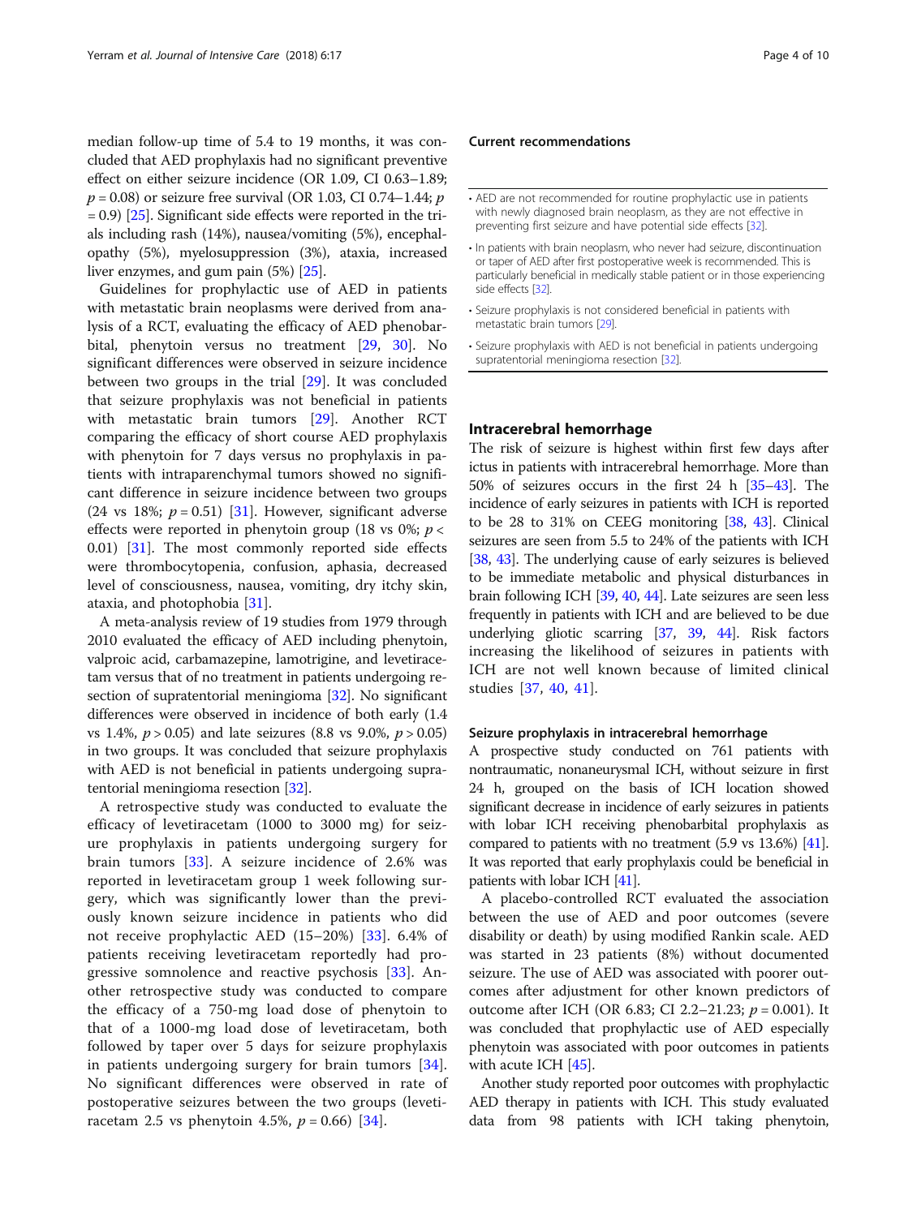median follow-up time of 5.4 to 19 months, it was concluded that AED prophylaxis had no significant preventive effect on either seizure incidence (OR 1.09, CI 0.63–1.89; $p = 0.08$) or seizure free survival (OR 1.03, CI 0.74–1.44; $p = 0.9$) [25]. Significant side effects were reported in the trials including rash (14%), nausea/vomiting (5%), encephalopathy (5%), myelosuppression (3%), ataxia, increased liver enzymes, and gum pain (5%) [25].

Guidelines for prophylactic use of AED in patients with metastatic brain neoplasms were derived from analysis of a RCT, evaluating the efficacy of AED phenobarbital, phenytoin versus no treatment [29, 30]. No significant differences were observed in seizure incidence between two groups in the trial [29]. It was concluded that seizure prophylaxis was not beneficial in patients with metastatic brain tumors [29]. Another RCT comparing the efficacy of short course AED prophylaxis with phenytoin for 7 days versus no prophylaxis in patients with intraparenchymal tumors showed no significant difference in seizure incidence between two groups (24 vs 18%; $p = 0.51$) [31]. However, significant adverse effects were reported in phenytoin group (18 vs 0%; $p < 0.01$) [31]. The most commonly reported side effects were thrombocytopenia, confusion, aphasia, decreased level of consciousness, nausea, vomiting, dry itchy skin, ataxia, and photophobia [31].

A meta-analysis review of 19 studies from 1979 through 2010 evaluated the efficacy of AED including phenytoin, valproic acid, carbamazepine, lamotrigine, and levetiracetam versus that of no treatment in patients undergoing resection of supratentorial meningioma [32]. No significant differences were observed in incidence of both early (1.4 vs 1.4%, $p > 0.05$) and late seizures (8.8 vs 9.0%, $p > 0.05$) in two groups. It was concluded that seizure prophylaxis with AED is not beneficial in patients undergoing supratentorial meningioma resection [32].

A retrospective study was conducted to evaluate the efficacy of levetiracetam (1000 to 3000 mg) for seizure prophylaxis in patients undergoing surgery for brain tumors [33]. A seizure incidence of 2.6% was reported in levetiracetam group 1 week following surgery, which was significantly lower than the previously known seizure incidence in patients who did not receive prophylactic AED (15–20%) [33]. 6.4% of patients receiving levetiracetam reportedly had progressive somnolence and reactive psychosis [33]. Another retrospective study was conducted to compare the efficacy of a 750-mg load dose of phenytoin to that of a 1000-mg load dose of levetiracetam, both followed by taper over 5 days for seizure prophylaxis in patients undergoing surgery for brain tumors [34]. No significant differences were observed in rate of postoperative seizures between the two groups (levetiracetam 2.5 vs phenytoin 4.5%, $p = 0.66$) [34].

### Current recommendations

- AED are not recommended for routine prophylactic use in patients with newly diagnosed brain neoplasm, as they are not effective in preventing first seizure and have potential side effects [32].
- In patients with brain neoplasm, who never had seizure, discontinuation or taper of AED after first postoperative week is recommended. This is particularly beneficial in medically stable patient or in those experiencing side effects [32].
- Seizure prophylaxis is not considered beneficial in patients with metastatic brain tumors [29].
- Seizure prophylaxis with AED is not beneficial in patients undergoing supratentorial meningioma resection [32].

## Intracerebral hemorrhage

The risk of seizure is highest within first few days after ictus in patients with intracerebral hemorrhage. More than 50% of seizures occurs in the first 24 h [35–43]. The incidence of early seizures in patients with ICH is reported to be 28 to 31% on CEEG monitoring [38, 43]. Clinical seizures are seen from 5.5 to 24% of the patients with ICH [38, 43]. The underlying cause of early seizures is believed to be immediate metabolic and physical disturbances in brain following ICH [39, 40, 44]. Late seizures are seen less frequently in patients with ICH and are believed to be due underlying gliotic scarring [37, 39, 44]. Risk factors increasing the likelihood of seizures in patients with ICH are not well known because of limited clinical studies [37, 40, 41].

### Seizure prophylaxis in intracerebral hemorrhage

A prospective study conducted on 761 patients with nontraumatic, nonaneurysmal ICH, without seizure in first 24 h, grouped on the basis of ICH location showed significant decrease in incidence of early seizures in patients with lobar ICH receiving phenobarbital prophylaxis as compared to patients with no treatment (5.9 vs 13.6%) [41]. It was reported that early prophylaxis could be beneficial in patients with lobar ICH [41].

A placebo-controlled RCT evaluated the association between the use of AED and poor outcomes (severe disability or death) by using modified Rankin scale. AED was started in 23 patients (8%) without documented seizure. The use of AED was associated with poorer outcomes after adjustment for other known predictors of outcome after ICH (OR 6.83; CI 2.2–21.23; $p = 0.001$). It was concluded that prophylactic use of AED especially phenytoin was associated with poor outcomes in patients with acute ICH [45].

Another study reported poor outcomes with prophylactic AED therapy in patients with ICH. This study evaluated data from 98 patients with ICH taking phenytoin,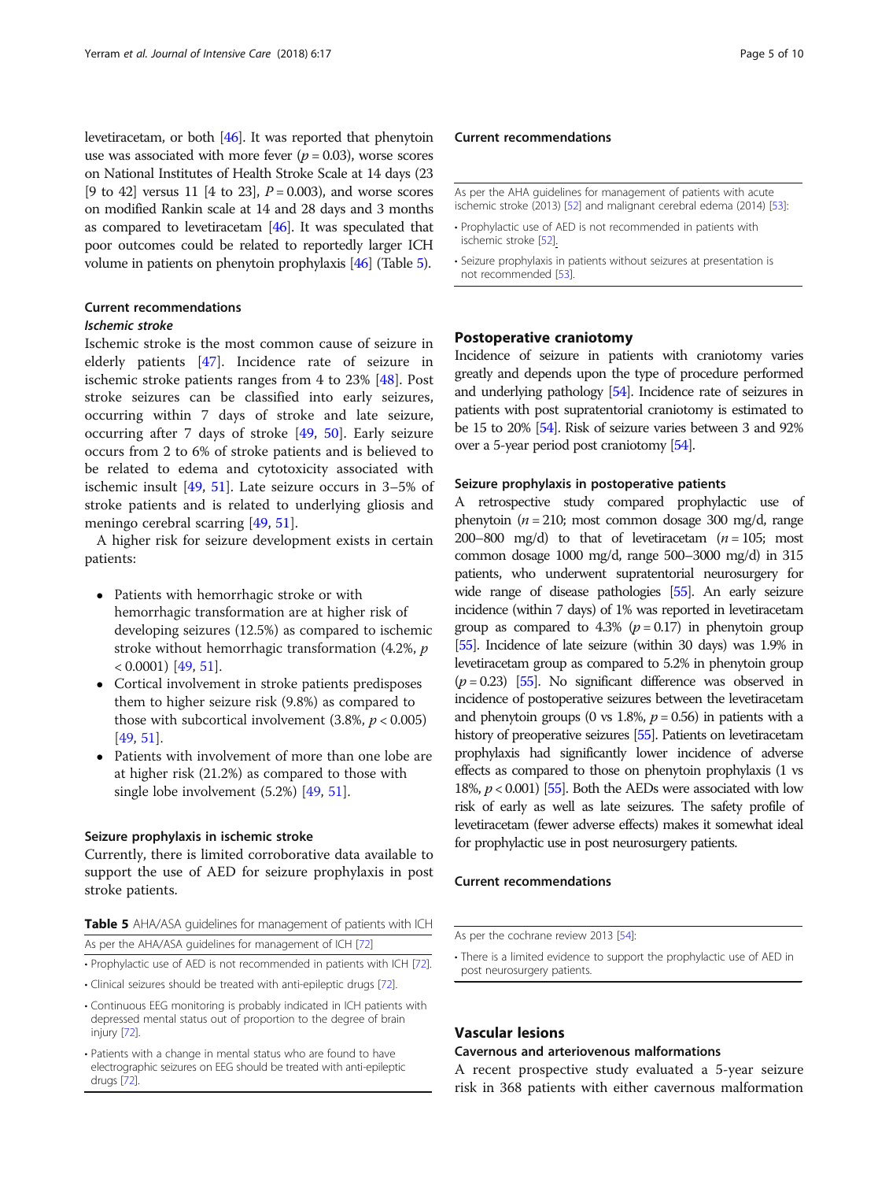levetiracetam, or both [46]. It was reported that phenytoin use was associated with more fever ($p = 0.03$), worse scores on National Institutes of Health Stroke Scale at 14 days (23 [9 to 42] versus 11 [4 to 23], $P = 0.003$), and worse scores on modified Rankin scale at 14 and 28 days and 3 months as compared to levetiracetam [46]. It was speculated that poor outcomes could be related to reportedly larger ICH volume in patients on phenytoin prophylaxis [46] (Table 5).

### Current recommendations

#### *Ischemic stroke*

Ischemic stroke is the most common cause of seizure in elderly patients [47]. Incidence rate of seizure in ischemic stroke patients ranges from 4 to 23% [48]. Post stroke seizures can be classified into early seizures, occurring within 7 days of stroke and late seizure, occurring after 7 days of stroke [49, 50]. Early seizure occurs from 2 to 6% of stroke patients and is believed to be related to edema and cytotoxicity associated with ischemic insult [49, 51]. Late seizure occurs in 3–5% of stroke patients and is related to underlying gliosis and meningo cerebral scarring [49, 51].

A higher risk for seizure development exists in certain patients:

- Patients with hemorrhagic stroke or with hemorrhagic transformation are at higher risk of developing seizures (12.5%) as compared to ischemic stroke without hemorrhagic transformation (4.2%, $p < 0.0001$) [49, 51].
- Cortical involvement in stroke patients predisposes them to higher seizure risk (9.8%) as compared to those with subcortical involvement (3.8%, $p < 0.005$) [49, 51].
- Patients with involvement of more than one lobe are at higher risk (21.2%) as compared to those with single lobe involvement (5.2%) [49, 51].

### Seizure prophylaxis in ischemic stroke

Currently, there is limited corroborative data available to support the use of AED for seizure prophylaxis in post stroke patients.

**Table 5** AHA/ASA guidelines for management of patients with ICH

| As per the AHA/ASA guidelines for management of ICH [72] |
| --- |
| • Prophylactic use of AED is not recommended in patients with ICH [72]. |
| • Clinical seizures should be treated with anti-epileptic drugs [72]. |
| • Continuous EEG monitoring is probably indicated in ICH patients with depressed mental status out of proportion to the degree of brain injury [72]. |
| • Patients with a change in mental status who are found to have electrographic seizures on EEG should be treated with anti-epileptic drugs [72]. |

### Current recommendations

| As per the AHA guidelines for management of patients with acute ischemic stroke (2013) [52] and malignant cerebral edema (2014) [53]: |
| --- |
| • Prophylactic use of AED is not recommended in patients with ischemic stroke [52]. |
| • Seizure prophylaxis in patients without seizures at presentation is not recommended [53]. |

## Postoperative craniotomy

Incidence of seizure in patients with craniotomy varies greatly and depends upon the type of procedure performed and underlying pathology [54]. Incidence rate of seizures in patients with post supratentorial craniotomy is estimated to be 15 to 20% [54]. Risk of seizure varies between 3 and 92% over a 5-year period post craniotomy [54].

### Seizure prophylaxis in postoperative patients

A retrospective study compared prophylactic use of phenytoin ($n = 210$; most common dosage 300 mg/d, range 200–800 mg/d) to that of levetiracetam ($n = 105$; most common dosage 1000 mg/d, range 500–3000 mg/d) in 315 patients, who underwent supratentorial neurosurgery for wide range of disease pathologies [55]. An early seizure incidence (within 7 days) of 1% was reported in levetiracetam group as compared to 4.3% ($p = 0.17$) in phenytoin group [55]. Incidence of late seizure (within 30 days) was 1.9% in levetiracetam group as compared to 5.2% in phenytoin group ($p = 0.23$) [55]. No significant difference was observed in incidence of postoperative seizures between the levetiracetam and phenytoin groups (0 vs 1.8%, $p = 0.56$) in patients with a history of preoperative seizures [55]. Patients on levetiracetam prophylaxis had significantly lower incidence of adverse effects as compared to those on phenytoin prophylaxis (1 vs 18%, $p < 0.001$) [55]. Both the AEDs were associated with low risk of early as well as late seizures. The safety profile of levetiracetam (fewer adverse effects) makes it somewhat ideal for prophylactic use in post neurosurgery patients.

### Current recommendations

| As per the cochrane review 2013 [54]: |
| --- |
| • There is a limited evidence to support the prophylactic use of AED in post neurosurgery patients. |

## Vascular lesions

### Cavernous and arteriovenous malformations

A recent prospective study evaluated a 5-year seizure risk in 368 patients with either cavernous malformation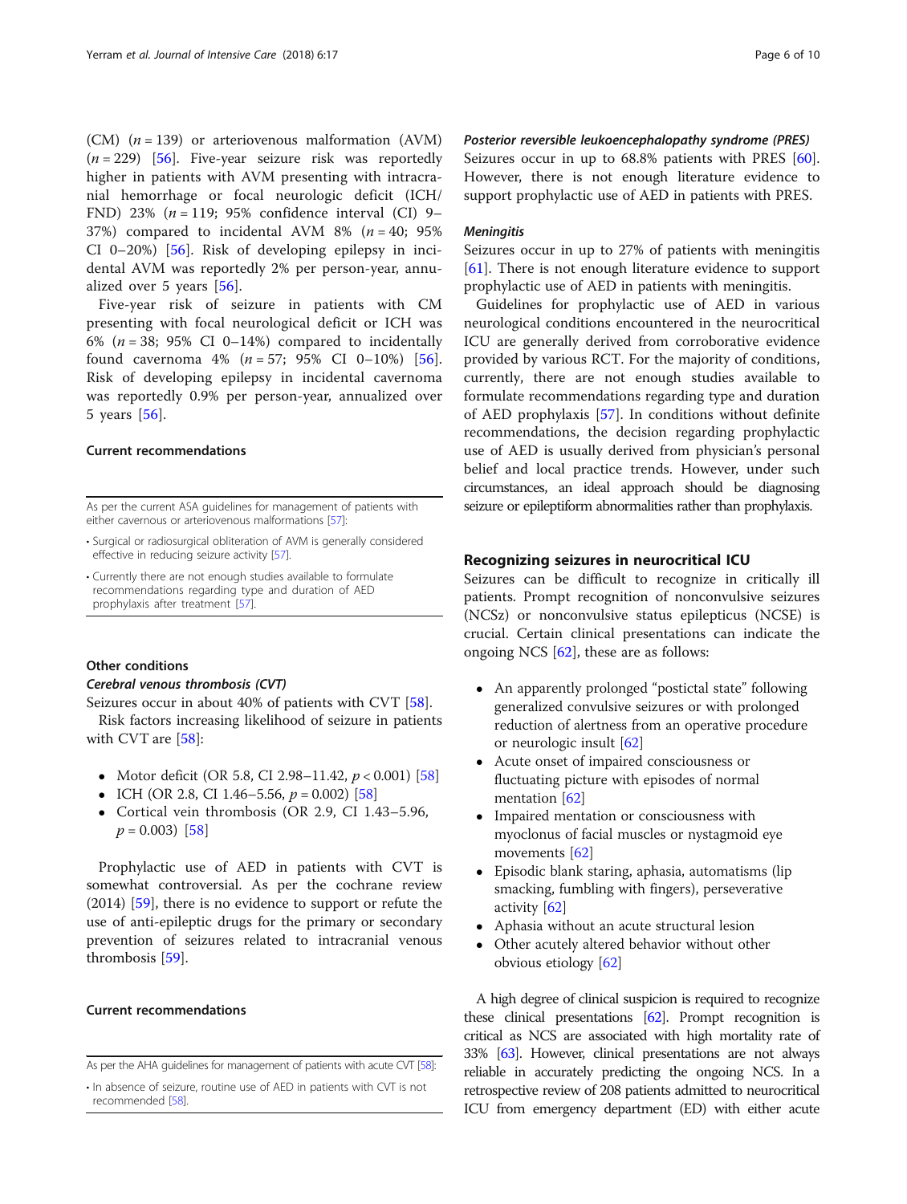(CM) ($n = 139$) or arteriovenous malformation (AVM) ($n = 229$) [56]. Five-year seizure risk was reportedly higher in patients with AVM presenting with intracranial hemorrhage or focal neurologic deficit (ICH/FND) 23% ($n = 119$; 95% confidence interval (CI) 9–37%) compared to incidental AVM 8% ($n = 40$; 95% CI 0–20%) [56]. Risk of developing epilepsy in incidental AVM was reportedly 2% per person-year, annualized over 5 years [56].

Five-year risk of seizure in patients with CM presenting with focal neurological deficit or ICH was 6% ($n = 38$; 95% CI 0–14%) compared to incidentally found cavernoma 4% ($n = 57$; 95% CI 0–10%) [56]. Risk of developing epilepsy in incidental cavernoma was reportedly 0.9% per person-year, annualized over 5 years [56].

#### Current recommendations

As per the current ASA guidelines for management of patients with either cavernous or arteriovenous malformations [57]:

- Surgical or radiosurgical obliteration of AVM is generally considered effective in reducing seizure activity [57].
- Currently there are not enough studies available to formulate recommendations regarding type and duration of AED prophylaxis after treatment [57].

### Other conditions

#### *Cerebral venous thrombosis (CVT)*

Seizures occur in about 40% of patients with CVT [58].

Risk factors increasing likelihood of seizure in patients with CVT are [58]:

- Motor deficit (OR 5.8, CI 2.98–11.42, $p < 0.001$) [58]
- ICH (OR 2.8, CI 1.46–5.56, $p = 0.002$) [58]
- Cortical vein thrombosis (OR 2.9, CI 1.43–5.96, $p = 0.003$) [58]

Prophylactic use of AED in patients with CVT is somewhat controversial. As per the cochrane review (2014) [59], there is no evidence to support or refute the use of anti-epileptic drugs for the primary or secondary prevention of seizures related to intracranial venous thrombosis [59].

#### Current recommendations

As per the AHA guidelines for management of patients with acute CVT [58]:

- In absence of seizure, routine use of AED in patients with CVT is not recommended [58].

#### *Posterior reversible leukoencephalopathy syndrome (PRES)*

Seizures occur in up to 68.8% patients with PRES [60]. However, there is not enough literature evidence to support prophylactic use of AED in patients with PRES.

#### *Meningitis*

Seizures occur in up to 27% of patients with meningitis [61]. There is not enough literature evidence to support prophylactic use of AED in patients with meningitis.

Guidelines for prophylactic use of AED in various neurological conditions encountered in the neurocritical ICU are generally derived from corroborative evidence provided by various RCT. For the majority of conditions, currently, there are not enough studies available to formulate recommendations regarding type and duration of AED prophylaxis [57]. In conditions without definite recommendations, the decision regarding prophylactic use of AED is usually derived from physician's personal belief and local practice trends. However, under such circumstances, an ideal approach should be diagnosing seizure or epileptiform abnormalities rather than prophylaxis.

## Recognizing seizures in neurocritical ICU

Seizures can be difficult to recognize in critically ill patients. Prompt recognition of nonconvulsive seizures (NCSz) or nonconvulsive status epilepticus (NCSE) is crucial. Certain clinical presentations can indicate the ongoing NCS [62], these are as follows:

- An apparently prolonged "postictal state" following generalized convulsive seizures or with prolonged reduction of alertness from an operative procedure or neurologic insult [62]
- Acute onset of impaired consciousness or fluctuating picture with episodes of normal mentation [62]
- Impaired mentation or consciousness with myoclonus of facial muscles or nystagmoid eye movements [62]
- Episodic blank staring, aphasia, automatisms (lip smacking, fumbling with fingers), perseverative activity [62]
- Aphasia without an acute structural lesion
- Other acutely altered behavior without other obvious etiology [62]

A high degree of clinical suspicion is required to recognize these clinical presentations [62]. Prompt recognition is critical as NCS are associated with high mortality rate of 33% [63]. However, clinical presentations are not always reliable in accurately predicting the ongoing NCS. In a retrospective review of 208 patients admitted to neurocritical ICU from emergency department (ED) with either acute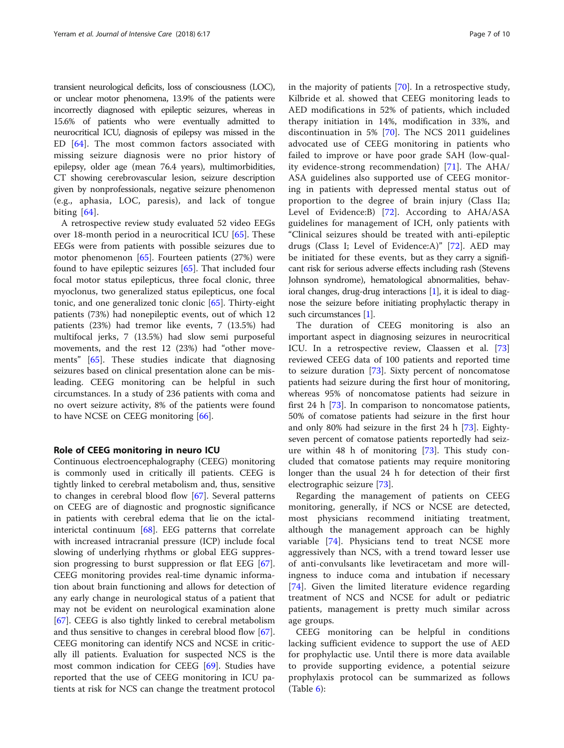transient neurological deficits, loss of consciousness (LOC), or unclear motor phenomena, 13.9% of the patients were incorrectly diagnosed with epileptic seizures, whereas in 15.6% of patients who were eventually admitted to neurocritical ICU, diagnosis of epilepsy was missed in the ED [64]. The most common factors associated with missing seizure diagnosis were no prior history of epilepsy, older age (mean 76.4 years), multimorbidities, CT showing cerebrovascular lesion, seizure description given by nonprofessionals, negative seizure phenomenon (e.g., aphasia, LOC, paresis), and lack of tongue biting [64].

A retrospective review study evaluated 52 video EEGs over 18-month period in a neurocritical ICU [65]. These EEGs were from patients with possible seizures due to motor phenomenon [65]. Fourteen patients (27%) were found to have epileptic seizures [65]. That included four focal motor status epilepticus, three focal clonic, three myoclonus, two generalized status epilepticus, one focal tonic, and one generalized tonic clonic [65]. Thirty-eight patients (73%) had nonepileptic events, out of which 12 patients (23%) had tremor like events, 7 (13.5%) had multifocal jerks, 7 (13.5%) had slow semi purposeful movements, and the rest 12 (23%) had "other movements" [65]. These studies indicate that diagnosing seizures based on clinical presentation alone can be misleading. CEEG monitoring can be helpful in such circumstances. In a study of 236 patients with coma and no overt seizure activity, 8% of the patients were found to have NCSE on CEEG monitoring [66].

## Role of CEEG monitoring in neuro ICU

Continuous electroencephalography (CEEG) monitoring is commonly used in critically ill patients. CEEG is tightly linked to cerebral metabolism and, thus, sensitive to changes in cerebral blood flow [67]. Several patterns on CEEG are of diagnostic and prognostic significance in patients with cerebral edema that lie on the ictal-interictal continuum [68]. EEG patterns that correlate with increased intracranial pressure (ICP) include focal slowing of underlying rhythms or global EEG suppression progressing to burst suppression or flat EEG [67]. CEEG monitoring provides real-time dynamic information about brain functioning and allows for detection of any early change in neurological status of a patient that may not be evident on neurological examination alone [67]. CEEG is also tightly linked to cerebral metabolism and thus sensitive to changes in cerebral blood flow [67]. CEEG monitoring can identify NCS and NCSE in critically ill patients. Evaluation for suspected NCS is the most common indication for CEEG [69]. Studies have reported that the use of CEEG monitoring in ICU patients at risk for NCS can change the treatment protocol in the majority of patients [70]. In a retrospective study, Kilbride et al. showed that CEEG monitoring leads to AED modifications in 52% of patients, which included therapy initiation in 14%, modification in 33%, and discontinuation in 5% [70]. The NCS 2011 guidelines advocated use of CEEG monitoring in patients who failed to improve or have poor grade SAH (low-quality evidence-strong recommendation) [71]. The AHA/ASA guidelines also supported use of CEEG monitoring in patients with depressed mental status out of proportion to the degree of brain injury (Class IIa; Level of Evidence:B) [72]. According to AHA/ASA guidelines for management of ICH, only patients with "Clinical seizures should be treated with anti-epileptic drugs (Class I; Level of Evidence:A)" [72]. AED may be initiated for these events, but as they carry a significant risk for serious adverse effects including rash (Stevens Johnson syndrome), hematological abnormalities, behavioral changes, drug-drug interactions [1], it is ideal to diagnose the seizure before initiating prophylactic therapy in such circumstances [1].

The duration of CEEG monitoring is also an important aspect in diagnosing seizures in neurocritical ICU. In a retrospective review, Claassen et al. [73] reviewed CEEG data of 100 patients and reported time to seizure duration [73]. Sixty percent of noncomatose patients had seizure during the first hour of monitoring, whereas 95% of noncomatose patients had seizure in first 24 h [73]. In comparison to noncomatose patients, 50% of comatose patients had seizure in the first hour and only 80% had seizure in the first 24 h [73]. Eighty-seven percent of comatose patients reportedly had seizure within 48 h of monitoring [73]. This study concluded that comatose patients may require monitoring longer than the usual 24 h for detection of their first electrographic seizure [73].

Regarding the management of patients on CEEG monitoring, generally, if NCS or NCSE are detected, most physicians recommend initiating treatment, although the management approach can be highly variable [74]. Physicians tend to treat NCSE more aggressively than NCS, with a trend toward lesser use of anti-convulsants like levetiracetam and more willingness to induce coma and intubation if necessary [74]. Given the limited literature evidence regarding treatment of NCS and NCSE for adult or pediatric patients, management is pretty much similar across age groups.

CEEG monitoring can be helpful in conditions lacking sufficient evidence to support the use of AED for prophylactic use. Until there is more data available to provide supporting evidence, a potential seizure prophylaxis protocol can be summarized as follows (Table 6):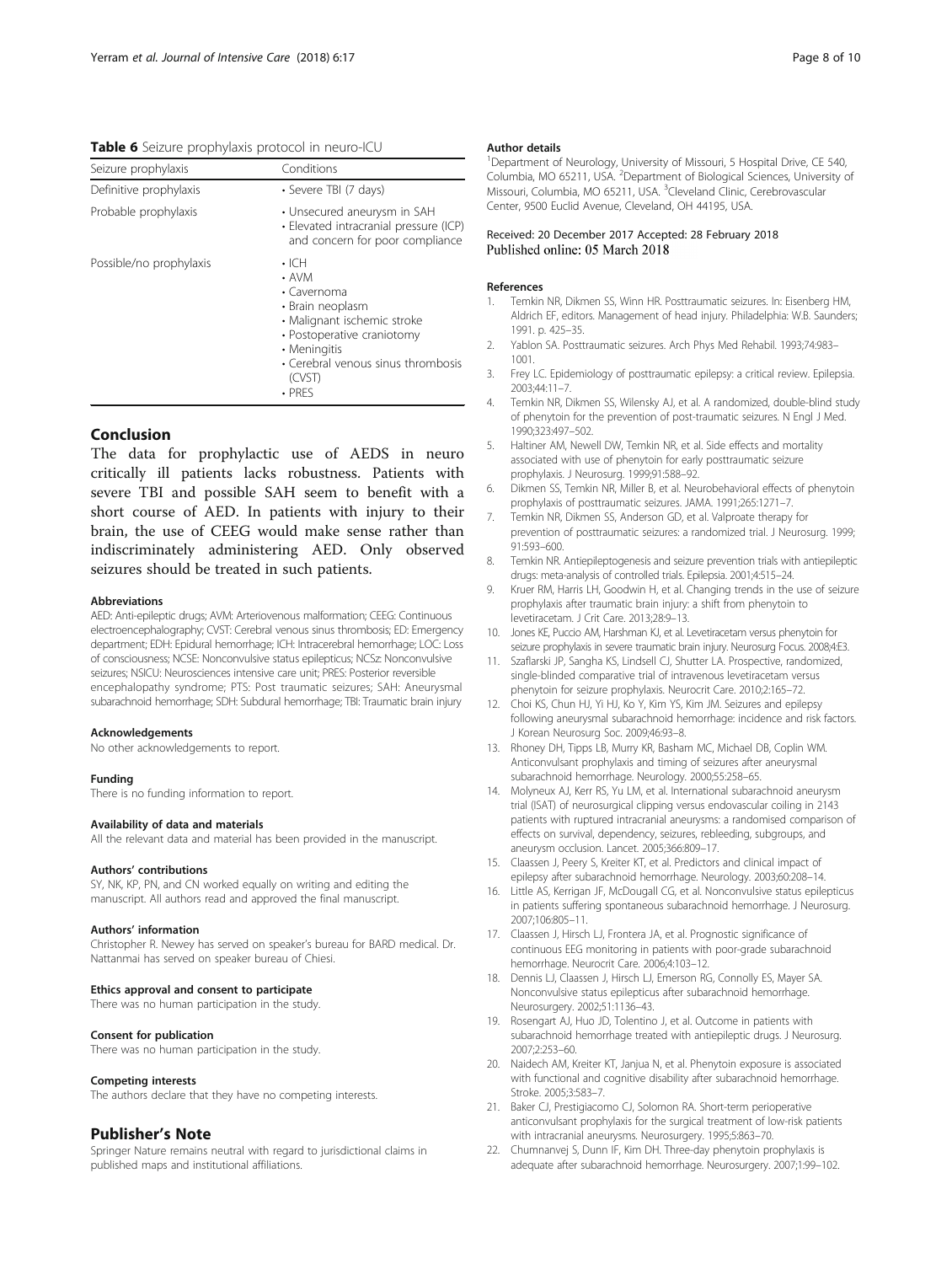**Table 6** Seizure prophylaxis protocol in neuro-ICU

| Seizure prophylaxis | Conditions |
| --- | --- |
| Definitive prophylaxis | • Severe TBI (7 days) |
| Probable prophylaxis | • Unsecured aneurysm in SAH<br>• Elevated intracranial pressure (ICP) and concern for poor compliance |
| Possible/no prophylaxis | • ICH<br>• AVM<br>• Cavernoma<br>• Brain neoplasm<br>• Malignant ischemic stroke<br>• Postoperative craniotomy<br>• Meningitis<br>• Cerebral venous sinus thrombosis (CVST)<br>• PRES |

## Conclusion

The data for prophylactic use of AEDS in neuro critically ill patients lacks robustness. Patients with severe TBI and possible SAH seem to benefit with a short course of AED. In patients with injury to their brain, the use of CEEG would make sense rather than indiscriminately administering AED. Only observed seizures should be treated in such patients.

#### Abbreviations

AED: Anti-epileptic drugs; AVM: Arteriovenous malformation; CEEG: Continuous electroencephalography; CVST: Cerebral venous sinus thrombosis; ED: Emergency department; EDH: Epidural hemorrhage; ICH: Intracerebral hemorrhage; LOC: Loss of consciousness; NCSE: Nonconvulsive status epilepticus; NCSz: Nonconvulsive seizures; NSICU: Neurosciences intensive care unit; PRES: Posterior reversible encephalopathy syndrome; PTS: Post traumatic seizures; SAH: Aneurysmal subarachnoid hemorrhage; SDH: Subdural hemorrhage; TBI: Traumatic brain injury

#### Acknowledgements

No other acknowledgements to report.

#### Funding

There is no funding information to report.

#### Availability of data and materials

All the relevant data and material has been provided in the manuscript.

#### Authors' contributions

SY, NK, KP, PN, and CN worked equally on writing and editing the manuscript. All authors read and approved the final manuscript.

#### Authors' information

Christopher R. Newey has served on speaker's bureau for BARD medical. Dr. Nattanmai has served on speaker bureau of Chiesi.

#### Ethics approval and consent to participate

There was no human participation in the study.

#### Consent for publication

There was no human participation in the study.

#### Competing interests

The authors declare that they have no competing interests.

## Publisher's Note

Springer Nature remains neutral with regard to jurisdictional claims in published maps and institutional affiliations.

#### Author details

[1]Department of Neurology, University of Missouri, 5 Hospital Drive, CE 540, Columbia, MO 65211, USA. [2]Department of Biological Sciences, University of Missouri, Columbia, MO 65211, USA. [3]Cleveland Clinic, Cerebrovascular Center, 9500 Euclid Avenue, Cleveland, OH 44195, USA.

Received: 20 December 2017 Accepted: 28 February 2018
Published online: 05 March 2018

#### References

1. Temkin NR, Dikmen SS, Winn HR. Posttraumatic seizures. In: Eisenberg HM, Aldrich EF, editors. Management of head injury. Philadelphia: W.B. Saunders; 1991. p. 425–35.
2. Yablon SA. Posttraumatic seizures. Arch Phys Med Rehabil. 1993;74:983–1001.
3. Frey LC. Epidemiology of posttraumatic epilepsy: a critical review. Epilepsia. 2003;44:11–7.
4. Temkin NR, Dikmen SS, Wilensky AJ, et al. A randomized, double-blind study of phenytoin for the prevention of post-traumatic seizures. N Engl J Med. 1990;323:497–502.
5. Haltiner AM, Newell DW, Temkin NR, et al. Side effects and mortality associated with use of phenytoin for early posttraumatic seizure prophylaxis. J Neurosurg. 1999;91:588–92.
6. Dikmen SS, Temkin NR, Miller B, et al. Neurobehavioral effects of phenytoin prophylaxis of posttraumatic seizures. JAMA. 1991;265:1271–7.
7. Temkin NR, Dikmen SS, Anderson GD, et al. Valproate therapy for prevention of posttraumatic seizures: a randomized trial. J Neurosurg. 1999; 91:593–600.
8. Temkin NR. Antiepileptogenesis and seizure prevention trials with antiepileptic drugs: meta-analysis of controlled trials. Epilepsia. 2001;4:515–24.
9. Kruer RM, Harris LH, Goodwin H, et al. Changing trends in the use of seizure prophylaxis after traumatic brain injury: a shift from phenytoin to levetiracetam. J Crit Care. 2013;28:9–13.
10. Jones KE, Puccio AM, Harshman KJ, et al. Levetiracetam versus phenytoin for seizure prophylaxis in severe traumatic brain injury. Neurosurg Focus. 2008;4:E3.
11. Szaflarski JP, Sangha KS, Lindsell CJ, Shutter LA. Prospective, randomized, single-blinded comparative trial of intravenous levetiracetam versus phenytoin for seizure prophylaxis. Neurocrit Care. 2010;2:165–72.
12. Choi KS, Chun HJ, Yi HJ, Ko Y, Kim YS, Kim JM. Seizures and epilepsy following aneurysmal subarachnoid hemorrhage: incidence and risk factors. J Korean Neurosurg Soc. 2009;46:93–8.
13. Rhoney DH, Tipps LB, Murry KR, Basham MC, Michael DB, Coplin WM. Anticonvulsant prophylaxis and timing of seizures after aneurysmal subarachnoid hemorrhage. Neurology. 2000;55:258–65.
14. Molyneux AJ, Kerr RS, Yu LM, et al. International subarachnoid aneurysm trial (ISAT) of neurosurgical clipping versus endovascular coiling in 2143 patients with ruptured intracranial aneurysms: a randomised comparison of effects on survival, dependency, seizures, rebleeding, subgroups, and aneurysm occlusion. Lancet. 2005;366:809–17.
15. Claassen J, Peery S, Kreiter KT, et al. Predictors and clinical impact of epilepsy after subarachnoid hemorrhage. Neurology. 2003;60:208–14.
16. Little AS, Kerrigan JF, McDougall CG, et al. Nonconvulsive status epilepticus in patients suffering spontaneous subarachnoid hemorrhage. J Neurosurg. 2007;106:805–11.
17. Claassen J, Hirsch LJ, Frontera JA, et al. Prognostic significance of continuous EEG monitoring in patients with poor-grade subarachnoid hemorrhage. Neurocrit Care. 2006;4:103–12.
18. Dennis LJ, Claassen J, Hirsch LJ, Emerson RG, Connolly ES, Mayer SA. Nonconvulsive status epilepticus after subarachnoid hemorrhage. Neurosurgery. 2002;51:1136–43.
19. Rosengart AJ, Huo JD, Tolentino J, et al. Outcome in patients with subarachnoid hemorrhage treated with antiepileptic drugs. J Neurosurg. 2007;2:253–60.
20. Naidech AM, Kreiter KT, Janjua N, et al. Phenytoin exposure is associated with functional and cognitive disability after subarachnoid hemorrhage. Stroke. 2005;3:583–7.
21. Baker CJ, Prestigiacomo CJ, Solomon RA. Short-term perioperative anticonvulsant prophylaxis for the surgical treatment of low-risk patients with intracranial aneurysms. Neurosurgery. 1995;5:863–70.
22. Chumnanvej S, Dunn IF, Kim DH. Three-day phenytoin prophylaxis is adequate after subarachnoid hemorrhage. Neurosurgery. 2007;1:99–102.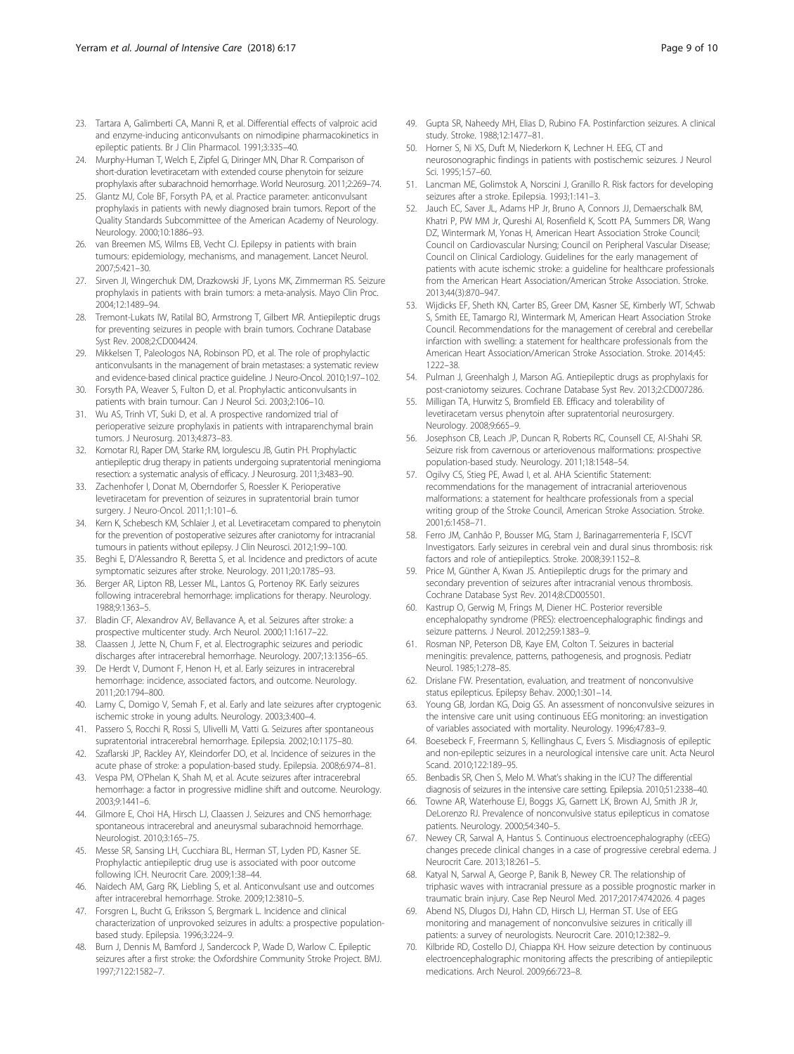23. Tartara A, Galimberti CA, Manni R, et al. Differential effects of valproic acid and enzyme-inducing anticonvulsants on nimodipine pharmacokinetics in epileptic patients. Br J Clin Pharmacol. 1991;3:335–40.
24. Murphy-Human T, Welch E, Zipfel G, Diringer MN, Dhar R. Comparison of short-duration levetiracetam with extended course phenytoin for seizure prophylaxis after subarachnoid hemorrhage. World Neurosurg. 2011;2:269–74.
25. Glantz MJ, Cole BF, Forsyth PA, et al. Practice parameter: anticonvulsant prophylaxis in patients with newly diagnosed brain tumors. Report of the Quality Standards Subcommittee of the American Academy of Neurology. Neurology. 2000;10:1886–93.
26. van Breemen MS, Wilms EB, Vecht CJ. Epilepsy in patients with brain tumours: epidemiology, mechanisms, and management. Lancet Neurol. 2007;5:421–30.
27. Sirven JI, Wingerchuk DM, Drazkowski JF, Lyons MK, Zimmerman RS. Seizure prophylaxis in patients with brain tumors: a meta-analysis. Mayo Clin Proc. 2004;12:1489–94.
28. Tremont-Lukats IW, Ratilal BO, Armstrong T, Gilbert MR. Antiepileptic drugs for preventing seizures in people with brain tumors. Cochrane Database Syst Rev. 2008;2:CD004424.
29. Mikkelsen T, Paleologos NA, Robinson PD, et al. The role of prophylactic anticonvulsants in the management of brain metastases: a systematic review and evidence-based clinical practice guideline. J Neuro-Oncol. 2010;1:97–102.
30. Forsyth PA, Weaver S, Fulton D, et al. Prophylactic anticonvulsants in patients with brain tumour. Can J Neurol Sci. 2003;2:106–10.
31. Wu AS, Trinh VT, Suki D, et al. A prospective randomized trial of perioperative seizure prophylaxis in patients with intraparenchymal brain tumors. J Neurosurg. 2013;4:873–83.
32. Komotar RJ, Raper DM, Starke RM, Iorgulescu JB, Gutin PH. Prophylactic antiepileptic drug therapy in patients undergoing supratentorial meningioma resection: a systematic analysis of efficacy. J Neurosurg. 2011;3:483–90.
33. Zachenhofer I, Donat M, Oberndorfer S, Roessler K. Perioperative levetiracetam for prevention of seizures in supratentorial brain tumor surgery. J Neuro-Oncol. 2011;1:101–6.
34. Kern K, Schebesch KM, Schlaier J, et al. Levetiracetam compared to phenytoin for the prevention of postoperative seizures after craniotomy for intracranial tumours in patients without epilepsy. J Clin Neurosci. 2012;1:99–100.
35. Beghi E, D'Alessandro R, Beretta S, et al. Incidence and predictors of acute symptomatic seizures after stroke. Neurology. 2011;20:1785–93.
36. Berger AR, Lipton RB, Lesser ML, Lantos G, Portenoy RK. Early seizures following intracerebral hemorrhage: implications for therapy. Neurology. 1988;9:1363–5.
37. Bladin CF, Alexandrov AV, Bellavance A, et al. Seizures after stroke: a prospective multicenter study. Arch Neurol. 2000;11:1617–22.
38. Claassen J, Jette N, Chum F, et al. Electrographic seizures and periodic discharges after intracerebral hemorrhage. Neurology. 2007;13:1356–65.
39. De Herdt V, Dumont F, Henon H, et al. Early seizures in intracerebral hemorrhage: incidence, associated factors, and outcome. Neurology. 2011;20:1794–800.
40. Lamy C, Domigo V, Semah F, et al. Early and late seizures after cryptogenic ischemic stroke in young adults. Neurology. 2003;3:400–4.
41. Passero S, Rocchi R, Rossi S, Ulivelli M, Vatti G. Seizures after spontaneous supratentorial intracerebral hemorrhage. Epilepsia. 2002;10:1175–80.
42. Szaflarski JP, Rackley AY, Kleindorfer DO, et al. Incidence of seizures in the acute phase of stroke: a population-based study. Epilepsia. 2008;6:974–81.
43. Vespa PM, O'Phelan K, Shah M, et al. Acute seizures after intracerebral hemorrhage: a factor in progressive midline shift and outcome. Neurology. 2003;9:1441–6.
44. Gilmore E, Choi HA, Hirsch LJ, Claassen J. Seizures and CNS hemorrhage: spontaneous intracerebral and aneurysmal subarachnoid hemorrhage. Neurologist. 2010;3:165–75.
45. Messe SR, Sansing LH, Cucchiara BL, Herman ST, Lyden PD, Kasner SE. Prophylactic antiepileptic drug use is associated with poor outcome following ICH. Neurocrit Care. 2009;1:38–44.
46. Naidech AM, Garg RK, Liebling S, et al. Anticonvulsant use and outcomes after intracerebral hemorrhage. Stroke. 2009;12:3810–5.
47. Forsgren L, Bucht G, Eriksson S, Bergmark L. Incidence and clinical characterization of unprovoked seizures in adults: a prospective population-based study. Epilepsia. 1996;3:224–9.
48. Burn J, Dennis M, Bamford J, Sandercock P, Wade D, Warlow C. Epileptic seizures after a first stroke: the Oxfordshire Community Stroke Project. BMJ. 1997;7122:1582–7.
49. Gupta SR, Naheedy MH, Elias D, Rubino FA. Postinfarction seizures. A clinical study. Stroke. 1988;12:1477–81.
50. Horner S, Ni XS, Duft M, Niederkorn K, Lechner H. EEG, CT and neurosonographic findings in patients with postischemic seizures. J Neurol Sci. 1995;1:57–60.
51. Lancman ME, Golimstok A, Norscini J, Granillo R. Risk factors for developing seizures after a stroke. Epilepsia. 1993;1:141–3.
52. Jauch EC, Saver JL, Adams HP Jr, Bruno A, Connors JJ, Demaerschalk BM, Khatri P, PW MM Jr, Qureshi AI, Rosenfield K, Scott PA, Summers DR, Wang DZ, Wintermark M, Yonas H, American Heart Association Stroke Council; Council on Cardiovascular Nursing; Council on Peripheral Vascular Disease; Council on Clinical Cardiology. Guidelines for the early management of patients with acute ischemic stroke: a guideline for healthcare professionals from the American Heart Association/American Stroke Association. Stroke. 2013;44(3):870–947.
53. Wijdicks EF, Sheth KN, Carter BS, Greer DM, Kasner SE, Kimberly WT, Schwab S, Smith EE, Tamargo RJ, Wintermark M, American Heart Association Stroke Council. Recommendations for the management of cerebral and cerebellar infarction with swelling: a statement for healthcare professionals from the American Heart Association/American Stroke Association. Stroke. 2014;45:1222–38.
54. Pulman J, Greenhalgh J, Marson AG. Antiepileptic drugs as prophylaxis for post-craniotomy seizures. Cochrane Database Syst Rev. 2013;2:CD007286.
55. Milligan TA, Hurwitz S, Bromfield EB. Efficacy and tolerability of levetiracetam versus phenytoin after supratentorial neurosurgery. Neurology. 2008;9:665–9.
56. Josephson CB, Leach JP, Duncan R, Roberts RC, Counsell CE, Al-Shahi SR. Seizure risk from cavernous or arteriovenous malformations: prospective population-based study. Neurology. 2011;18:1548–54.
57. Ogilvy CS, Stieg PE, Awad I, et al. AHA Scientific Statement: recommendations for the management of intracranial arteriovenous malformations: a statement for healthcare professionals from a special writing group of the Stroke Council, American Stroke Association. Stroke. 2001;6:1458–71.
58. Ferro JM, Canhão P, Bousser MG, Stam J, Barinagarrementeria F, ISCVT Investigators. Early seizures in cerebral vein and dural sinus thrombosis: risk factors and role of antiepileptics. Stroke. 2008;39:1152–8.
59. Price M, Günther A, Kwan JS. Antiepileptic drugs for the primary and secondary prevention of seizures after intracranial venous thrombosis. Cochrane Database Syst Rev. 2014;8:CD005501.
60. Kastrup O, Gerwig M, Frings M, Diener HC. Posterior reversible encephalopathy syndrome (PRES): electroencephalographic findings and seizure patterns. J Neurol. 2012;259:1383–9.
61. Rosman NP, Peterson DB, Kaye EM, Colton T. Seizures in bacterial meningitis: prevalence, patterns, pathogenesis, and prognosis. Pediatr Neurol. 1985;1:278–85.
62. Drislane FW. Presentation, evaluation, and treatment of nonconvulsive status epilepticus. Epilepsy Behav. 2000;1:301–14.
63. Young GB, Jordan KG, Doig GS. An assessment of nonconvulsive seizures in the intensive care unit using continuous EEG monitoring: an investigation of variables associated with mortality. Neurology. 1996;47:83–9.
64. Boesebeck F, Freermann S, Kellinghaus C, Evers S. Misdiagnosis of epileptic and non-epileptic seizures in a neurological intensive care unit. Acta Neurol Scand. 2010;122:189–95.
65. Benbadis SR, Chen S, Melo M. What's shaking in the ICU? The differential diagnosis of seizures in the intensive care setting. Epilepsia. 2010;51:2338–40.
66. Towne AR, Waterhouse EJ, Boggs JG, Garnett LK, Brown AJ, Smith JR Jr, DeLorenzo RJ. Prevalence of nonconvulsive status epilepticus in comatose patients. Neurology. 2000;54:340–5.
67. Newey CR, Sarwal A, Hantus S. Continuous electroencephalography (cEEG) changes precede clinical changes in a case of progressive cerebral edema. J Neurocrit Care. 2013;18:261–5.
68. Katyal N, Sarwal A, George P, Banik B, Newey CR. The relationship of triphasic waves with intracranial pressure as a possible prognostic marker in traumatic brain injury. Case Rep Neurol Med. 2017;2017:4742026. 4 pages
69. Abend NS, Dlugos DJ, Hahn CD, Hirsch LJ, Herman ST. Use of EEG monitoring and management of nonconvulsive seizures in critically ill patients: a survey of neurologists. Neurocrit Care. 2010;12:382–9.
70. Kilbride RD, Costello DJ, Chiappa KH. How seizure detection by continuous electroencephalographic monitoring affects the prescribing of antiepileptic medications. Arch Neurol. 2009;66:723–8.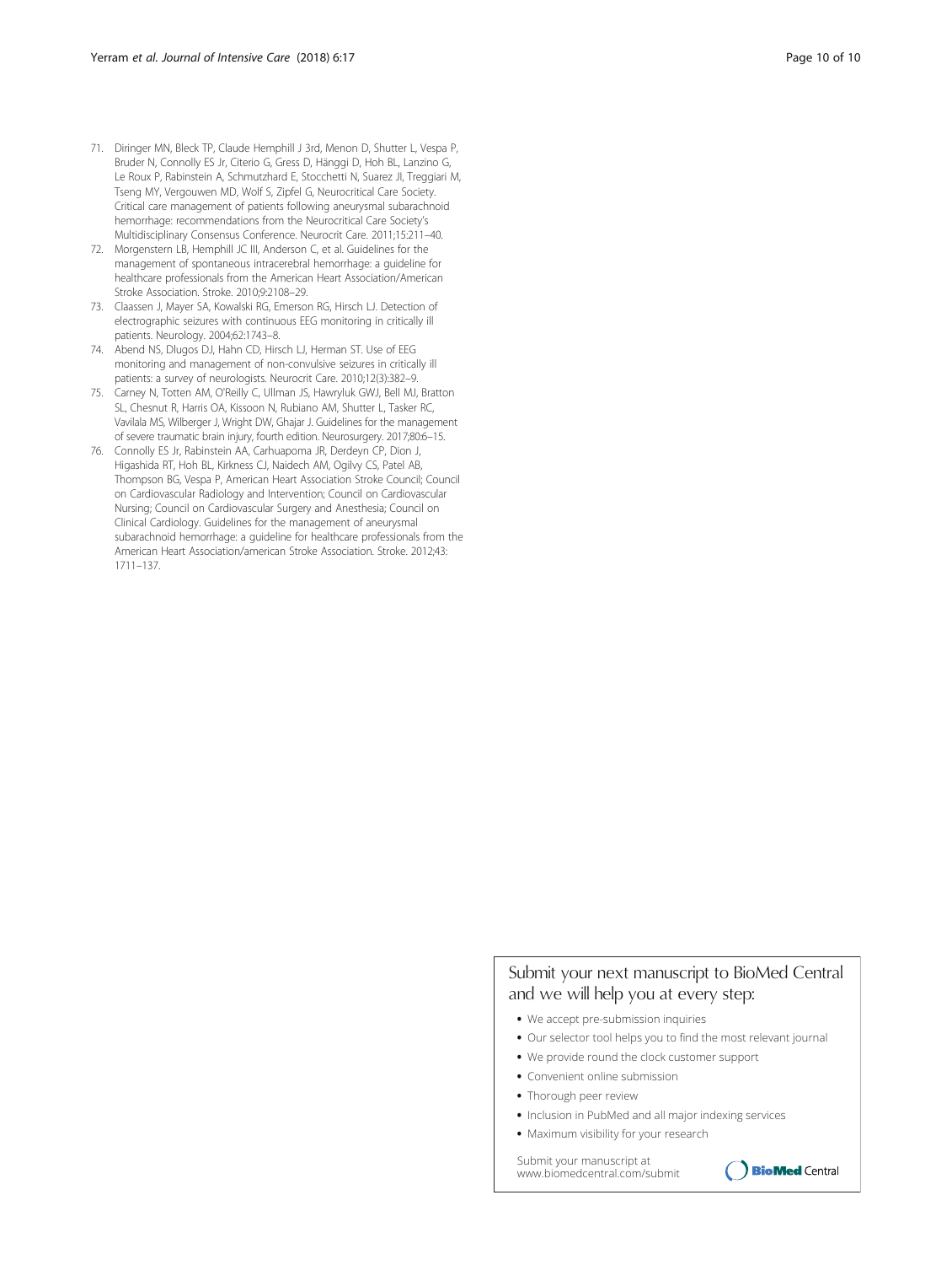71. Diringer MN, Bleck TP, Claude Hemphill J 3rd, Menon D, Shutter L, Vespa P, Bruder N, Connolly ES Jr, Citerio G, Gress D, Hänggi D, Hoh BL, Lanzino G, Le Roux P, Rabinstein A, Schmutzhard E, Stocchetti N, Suarez JI, Treggiari M, Tseng MY, Vergouwen MD, Wolf S, Zipfel G, Neurocritical Care Society. Critical care management of patients following aneurysmal subarachnoid hemorrhage: recommendations from the Neurocritical Care Society's Multidisciplinary Consensus Conference. Neurocrit Care. 2011;15:211–40.
72. Morgenstern LB, Hemphill JC III, Anderson C, et al. Guidelines for the management of spontaneous intracerebral hemorrhage: a guideline for healthcare professionals from the American Heart Association/American Stroke Association. Stroke. 2010;9:2108–29.
73. Claassen J, Mayer SA, Kowalski RG, Emerson RG, Hirsch LJ. Detection of electrographic seizures with continuous EEG monitoring in critically ill patients. Neurology. 2004;62:1743–8.
74. Abend NS, Dlugos DJ, Hahn CD, Hirsch LJ, Herman ST. Use of EEG monitoring and management of non-convulsive seizures in critically ill patients: a survey of neurologists. Neurocrit Care. 2010;12(3):382–9.
75. Carney N, Totten AM, O'Reilly C, Ullman JS, Hawryluk GWJ, Bell MJ, Bratton SL, Chesnut R, Harris OA, Kissoon N, Rubiano AM, Shutter L, Tasker RC, Vavilala MS, Wilberger J, Wright DW, Ghajar J. Guidelines for the management of severe traumatic brain injury, fourth edition. Neurosurgery. 2017;80:6–15.
76. Connolly ES Jr, Rabinstein AA, Carhuapoma JR, Derdeyn CP, Dion J, Higashida RT, Hoh BL, Kirkness CJ, Naidech AM, Ogilvy CS, Patel AB, Thompson BG, Vespa P, American Heart Association Stroke Council; Council on Cardiovascular Radiology and Intervention; Council on Cardiovascular Nursing; Council on Cardiovascular Surgery and Anesthesia; Council on Clinical Cardiology. Guidelines for the management of aneurysmal subarachnoid hemorrhage: a guideline for healthcare professionals from the American Heart Association/american Stroke Association. Stroke. 2012;43:1711–137.

Submit your next manuscript to BioMed Central and we will help you at every step:

- We accept pre-submission inquiries
- Our selector tool helps you to find the most relevant journal
- We provide round the clock customer support
- Convenient online submission
- Thorough peer review
- Inclusion in PubMed and all major indexing services
- Maximum visibility for your research

Submit your manuscript at
www.biomedcentral.com/submit

BioMed Central